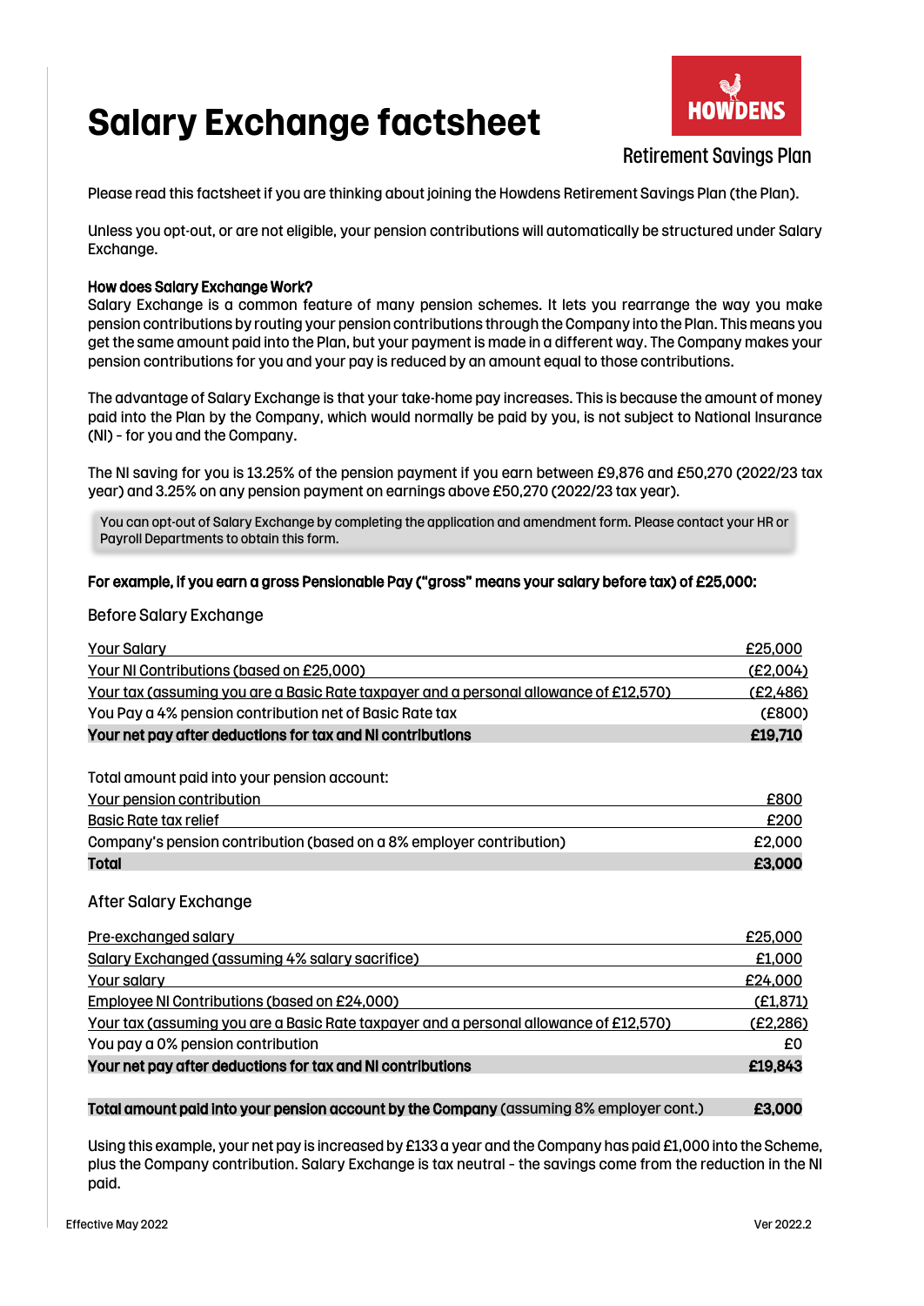# Salary Exchange factsheet

HOWDENS

Retirement Savings Plan

Please read this factsheet if you are thinking about joining the Howdens Retirement Savings Plan (the Plan).

Unless you opt-out, or are not eligible, your pension contributions will automatically be structured under Salary Exchange.

**How does Salary Exchange Work?**

Salary Exchange is a common feature of many pension schemes. It lets you rearrange the way you make pension contributions by routing your pension contributions through the Company into the Plan. This means you get the same amount paid into the Plan, but your payment is made in a different way. The Company makes your pension contributions for you and your pay is reduced by an amount equal to those contributions.

The advantage of Salary Exchange is that your take-home pay increases. This is because the amount of money paid into the Plan by the Company, which would normally be paid by you, is not subject to National Insurance (NI) - for you and the Company.

The NI saving for you is 13.25% of the pension payment if you earn between £9,876 and £50,270 (2022/23 tax year) and 3.25% on any pension payment on earnings above £50,270 (2022/23 tax year).

> You can opt-out of Salary Exchange by completing the application and amendment form. Please contact your HR or Payroll Departments to obtain this form.

**For example, if you earn a gross Pensionable Pay ("gross" means your salary before tax) of £25,000:**

Before Salary Exchange

| | |
|---|---|
| Your Salary | £25,000 |
| Your NI Contributions (based on £25,000) | (£2,004) |
| Your tax (assuming you are a Basic Rate taxpayer and a personal allowance of £12,570) | (£2,486) |
| You Pay a 4% pension contribution net of Basic Rate tax | (£800) |
| **Your net pay after deductions for tax and NI contributions** | **£19,710** |

Total amount paid into your pension account:

| | |
|---|---|
| Your pension contribution | £800 |
| Basic Rate tax relief | £200 |
| Company's pension contribution (based on a 8% employer contribution) | £2,000 |
| **Total** | **£3,000** |

After Salary Exchange

| | |
|---|---|
| Pre-exchanged salary | £25,000 |
| Salary Exchanged (assuming 4% salary sacrifice) | £1,000 |
| Your salary | £24,000 |
| Employee NI Contributions (based on £24,000) | (£1,871) |
| Your tax (assuming you are a Basic Rate taxpayer and a personal allowance of £12,570) | (£2,286) |
| You pay a 0% pension contribution | £0 |
| **Your net pay after deductions for tax and NI contributions** | **£19,843** |
| **Total amount paid into your pension account by the Company** (assuming 8% employer cont.) | **£3,000** |

Using this example, your net pay is increased by £133 a year and the Company has paid £1,000 into the Scheme, plus the Company contribution. Salary Exchange is tax neutral - the savings come from the reduction in the NI paid.

Effective May 2022

Ver 2022.2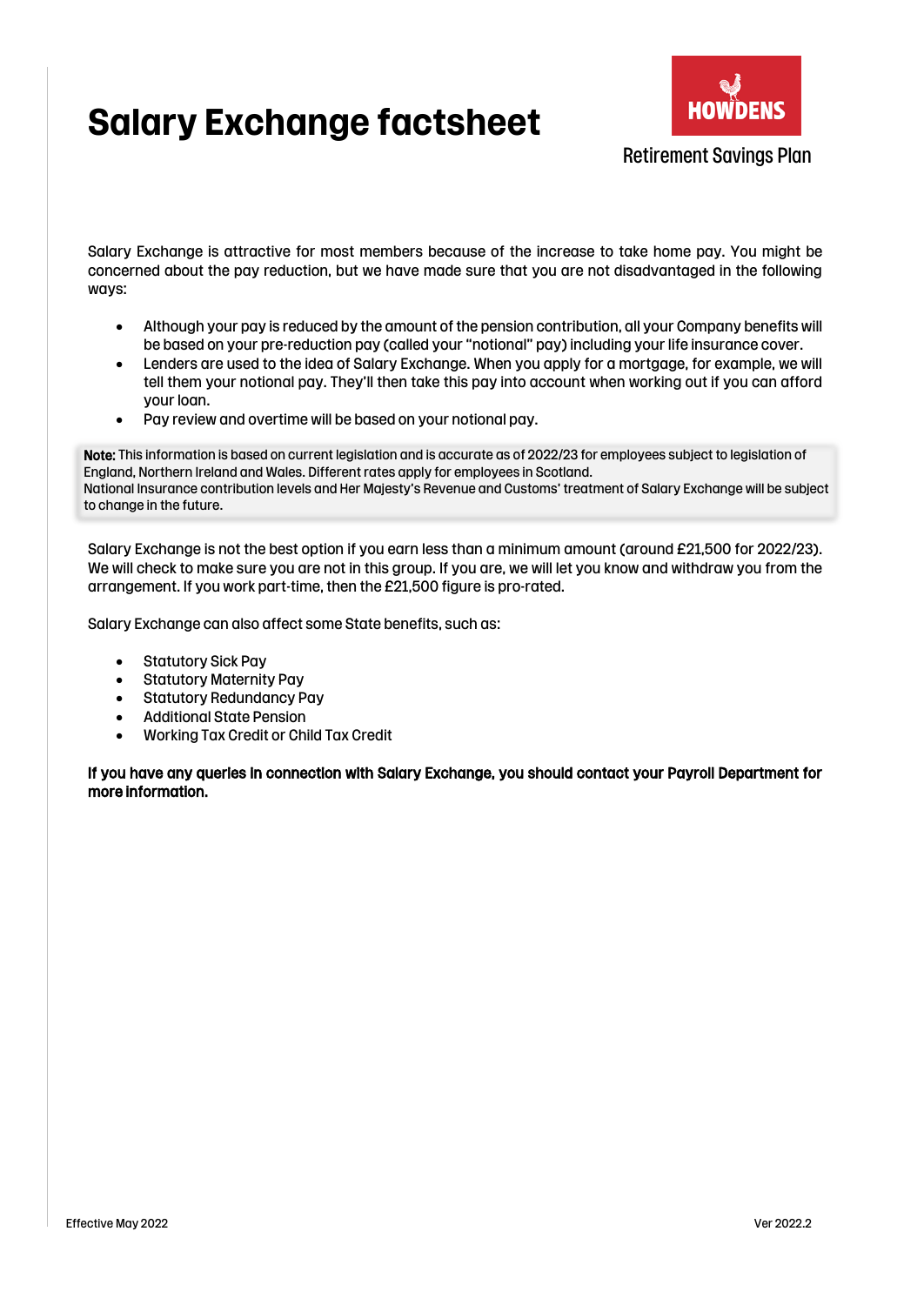# Salary Exchange factsheet

HOWDENS

Retirement Savings Plan

Salary Exchange is attractive for most members because of the increase to take home pay. You might be concerned about the pay reduction, but we have made sure that you are not disadvantaged in the following ways:

- Although your pay is reduced by the amount of the pension contribution, all your Company benefits will be based on your pre-reduction pay (called your "notional" pay) including your life insurance cover.
- Lenders are used to the idea of Salary Exchange. When you apply for a mortgage, for example, we will tell them your notional pay. They'll then take this pay into account when working out if you can afford your loan.
- Pay review and overtime will be based on your notional pay.

**Note:** This information is based on current legislation and is accurate as of 2022/23 for employees subject to legislation of England, Northern Ireland and Wales. Different rates apply for employees in Scotland.
National Insurance contribution levels and Her Majesty's Revenue and Customs' treatment of Salary Exchange will be subject to change in the future.

Salary Exchange is not the best option if you earn less than a minimum amount (around £21,500 for 2022/23). We will check to make sure you are not in this group. If you are, we will let you know and withdraw you from the arrangement. If you work part-time, then the £21,500 figure is pro-rated.

Salary Exchange can also affect some State benefits, such as:

- Statutory Sick Pay
- Statutory Maternity Pay
- Statutory Redundancy Pay
- Additional State Pension
- Working Tax Credit or Child Tax Credit

**If you have any queries in connection with Salary Exchange, you should contact your Payroll Department for more information.**

Effective May 2022

Ver 2022.2